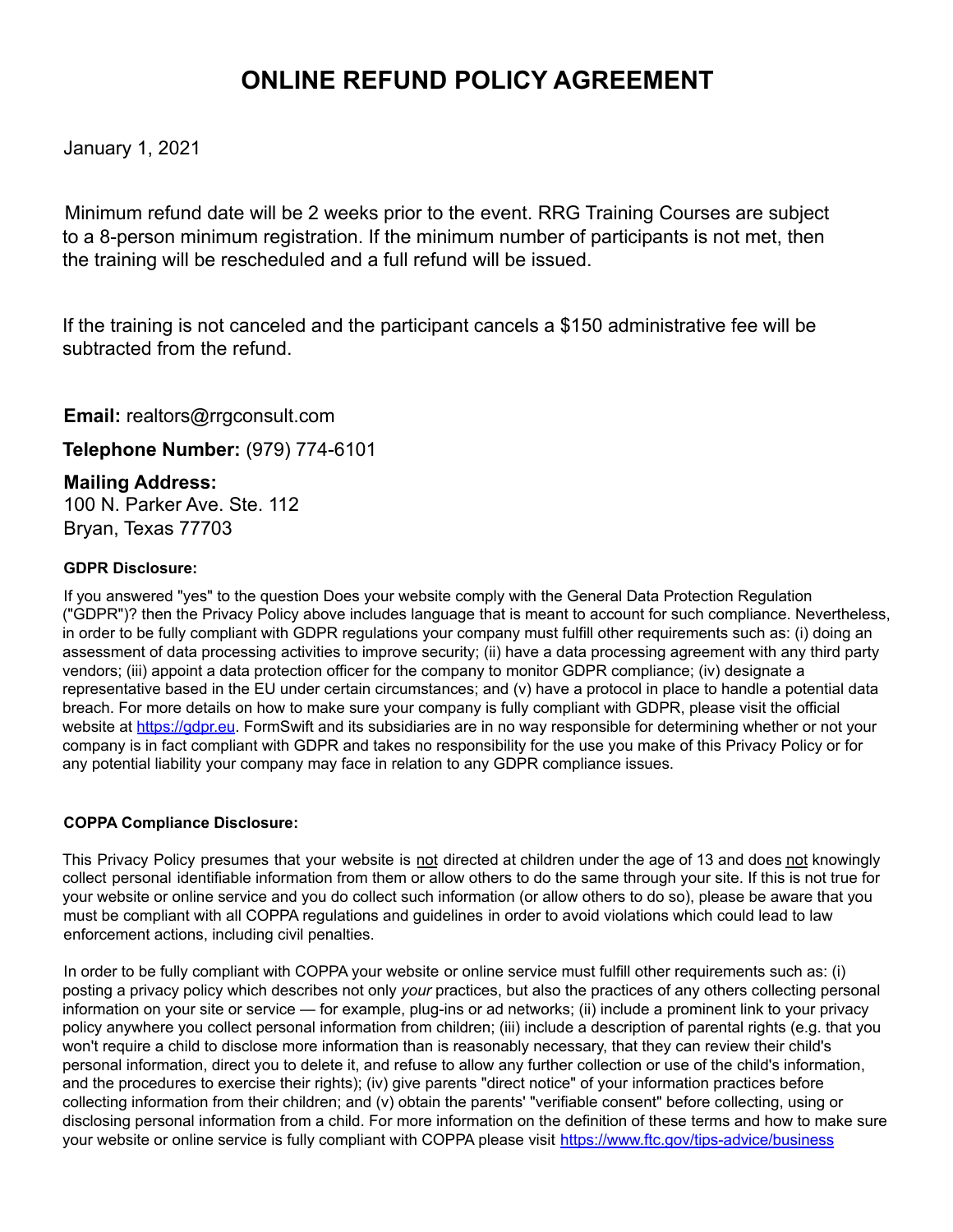# ONLINE REFUND POLICY AGREEMENT

January 1, 2021

Minimum refund date will be 2 weeks prior to the event. RRG Training Courses are subject to a 8-person minimum registration. If the minimum number of participants is not met, then the training will be rescheduled and a full refund will be issued.

If the training is not canceled and the participant cancels a $150 administrative fee will be subtracted from the refund.

**Email:** realtors@rrgconsult.com

**Telephone Number:** (979) 774-6101

**Mailing Address:**
100 N. Parker Ave. Ste. 112
Bryan, Texas 77703

**GDPR Disclosure:**

If you answered "yes" to the question Does your website comply with the General Data Protection Regulation ("GDPR")? then the Privacy Policy above includes language that is meant to account for such compliance. Nevertheless, in order to be fully compliant with GDPR regulations your company must fulfill other requirements such as: (i) doing an assessment of data processing activities to improve security; (ii) have a data processing agreement with any third party vendors; (iii) appoint a data protection officer for the company to monitor GDPR compliance; (iv) designate a representative based in the EU under certain circumstances; and (v) have a protocol in place to handle a potential data breach. For more details on how to make sure your company is fully compliant with GDPR, please visit the official website at https://gdpr.eu. FormSwift and its subsidiaries are in no way responsible for determining whether or not your company is in fact compliant with GDPR and takes no responsibility for the use you make of this Privacy Policy or for any potential liability your company may face in relation to any GDPR compliance issues.

**COPPA Compliance Disclosure:**

This Privacy Policy presumes that your website is not directed at children under the age of 13 and does not knowingly collect personal identifiable information from them or allow others to do the same through your site. If this is not true for your website or online service and you do collect such information (or allow others to do so), please be aware that you must be compliant with all COPPA regulations and guidelines in order to avoid violations which could lead to law enforcement actions, including civil penalties.

In order to be fully compliant with COPPA your website or online service must fulfill other requirements such as: (i) posting a privacy policy which describes not only *your* practices, but also the practices of any others collecting personal information on your site or service — for example, plug-ins or ad networks; (ii) include a prominent link to your privacy policy anywhere you collect personal information from children; (iii) include a description of parental rights (e.g. that you won't require a child to disclose more information than is reasonably necessary, that they can review their child's personal information, direct you to delete it, and refuse to allow any further collection or use of the child's information, and the procedures to exercise their rights); (iv) give parents "direct notice" of your information practices before collecting information from their children; and (v) obtain the parents' "verifiable consent" before collecting, using or disclosing personal information from a child. For more information on the definition of these terms and how to make sure your website or online service is fully compliant with COPPA please visit https://www.ftc.gov/tips-advice/business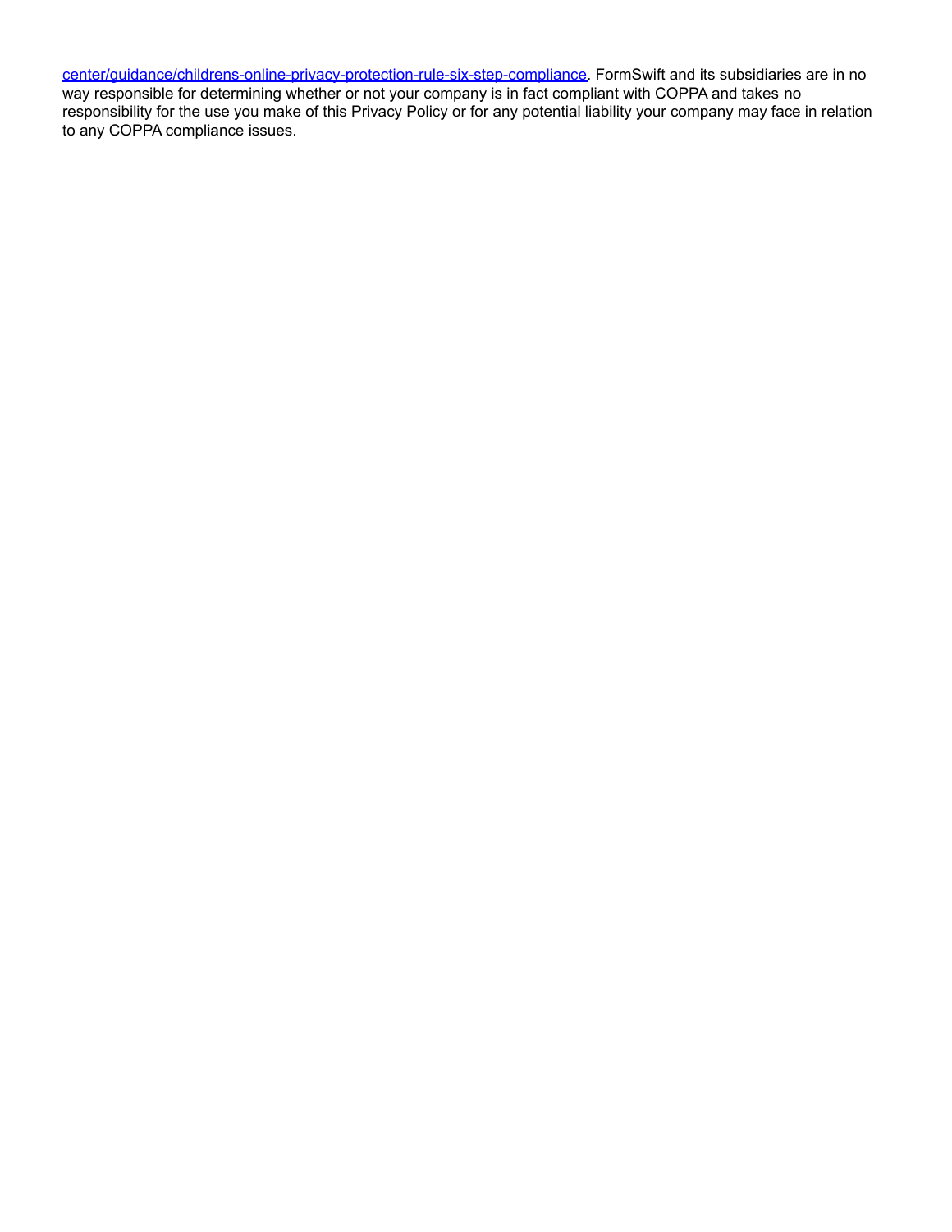[center/guidance/childrens-online-privacy-protection-rule-six-step-compliance](center/guidance/childrens-online-privacy-protection-rule-six-step-compliance). FormSwift and its subsidiaries are in no way responsible for determining whether or not your company is in fact compliant with COPPA and takes no responsibility for the use you make of this Privacy Policy or for any potential liability your company may face in relation to any COPPA compliance issues.